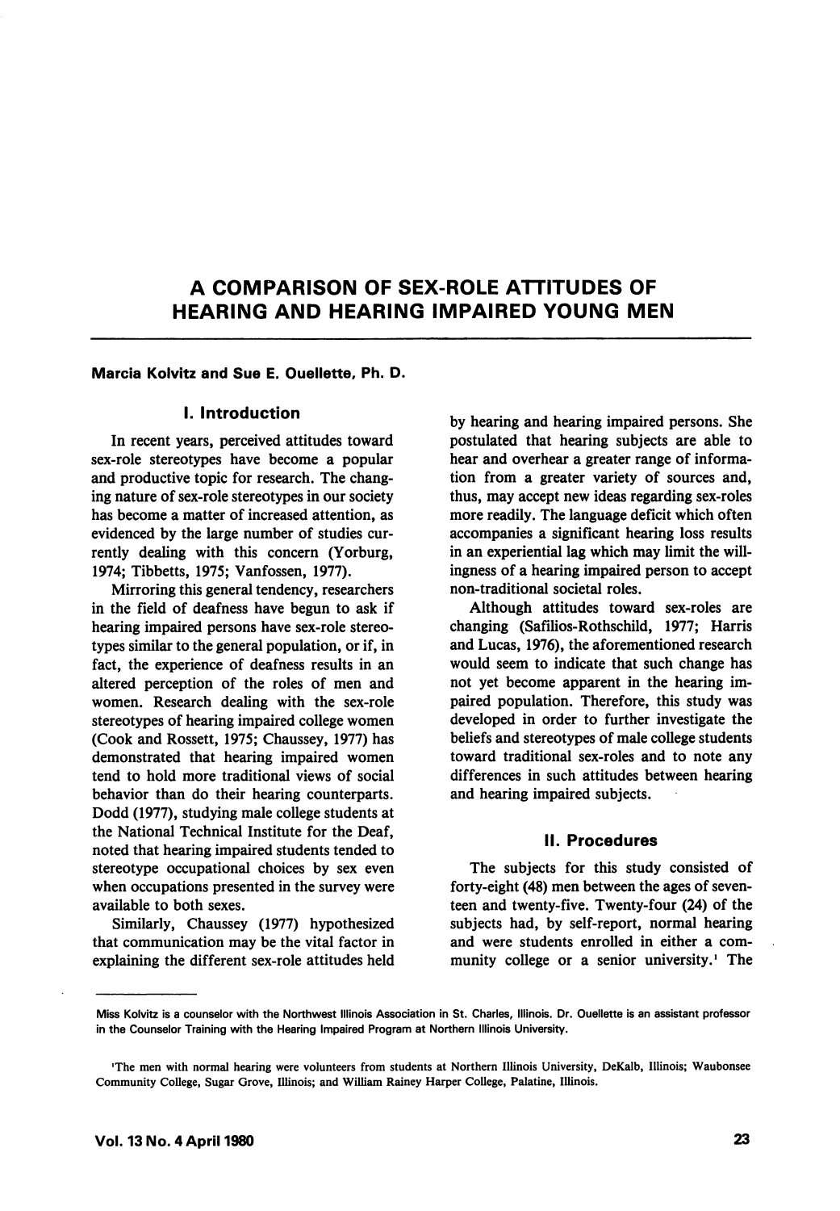# A COMPARISON OF SEX-ROLE ATTITUDES OF HEARING AND HEARING IMPAIRED YOUNG MEN

**Marcia Kolvitz and Sue E. Ouellette, Ph. D.**

## I. Introduction

In recent years, perceived attitudes toward sex-role stereotypes have become a popular and productive topic for research. The changing nature of sex-role stereotypes in our society has become a matter of increased attention, as evidenced by the large number of studies currently dealing with this concern (Yorburg, 1974; Tibbetts, 1975; Vanfossen, 1977).

Mirroring this general tendency, researchers in the field of deafness have begun to ask if hearing impaired persons have sex-role stereotypes similar to the general population, or if, in fact, the experience of deafness results in an altered perception of the roles of men and women. Research dealing with the sex-role stereotypes of hearing impaired college women (Cook and Rossett, 1975; Chaussey, 1977) has demonstrated that hearing impaired women tend to hold more traditional views of social behavior than do their hearing counterparts. Dodd (1977), studying male college students at the National Technical Institute for the Deaf, noted that hearing impaired students tended to stereotype occupational choices by sex even when occupations presented in the survey were available to both sexes.

Similarly, Chaussey (1977) hypothesized that communication may be the vital factor in explaining the different sex-role attitudes held by hearing and hearing impaired persons. She postulated that hearing subjects are able to hear and overhear a greater range of information from a greater variety of sources and, thus, may accept new ideas regarding sex-roles more readily. The language deficit which often accompanies a significant hearing loss results in an experiential lag which may limit the willingness of a hearing impaired person to accept non-traditional societal roles.

Although attitudes toward sex-roles are changing (Safilios-Rothschild, 1977; Harris and Lucas, 1976), the aforementioned research would seem to indicate that such change has not yet become apparent in the hearing impaired population. Therefore, this study was developed in order to further investigate the beliefs and stereotypes of male college students toward traditional sex-roles and to note any differences in such attitudes between hearing and hearing impaired subjects.

## II. Procedures

The subjects for this study consisted of forty-eight (48) men between the ages of seventeen and twenty-five. Twenty-four (24) of the subjects had, by self-report, normal hearing and were students enrolled in either a community college or a senior university.[1] The

---

Miss Kolvitz is a counselor with the Northwest Illinois Association in St. Charles, Illinois. Dr. Ouellette is an assistant professor in the Counselor Training with the Hearing Impaired Program at Northern Illinois University.

[1]The men with normal hearing were volunteers from students at Northern Illinois University, DeKalb, Illinois; Waubonsee Community College, Sugar Grove, Illinois; and William Rainey Harper College, Palatine, Illinois.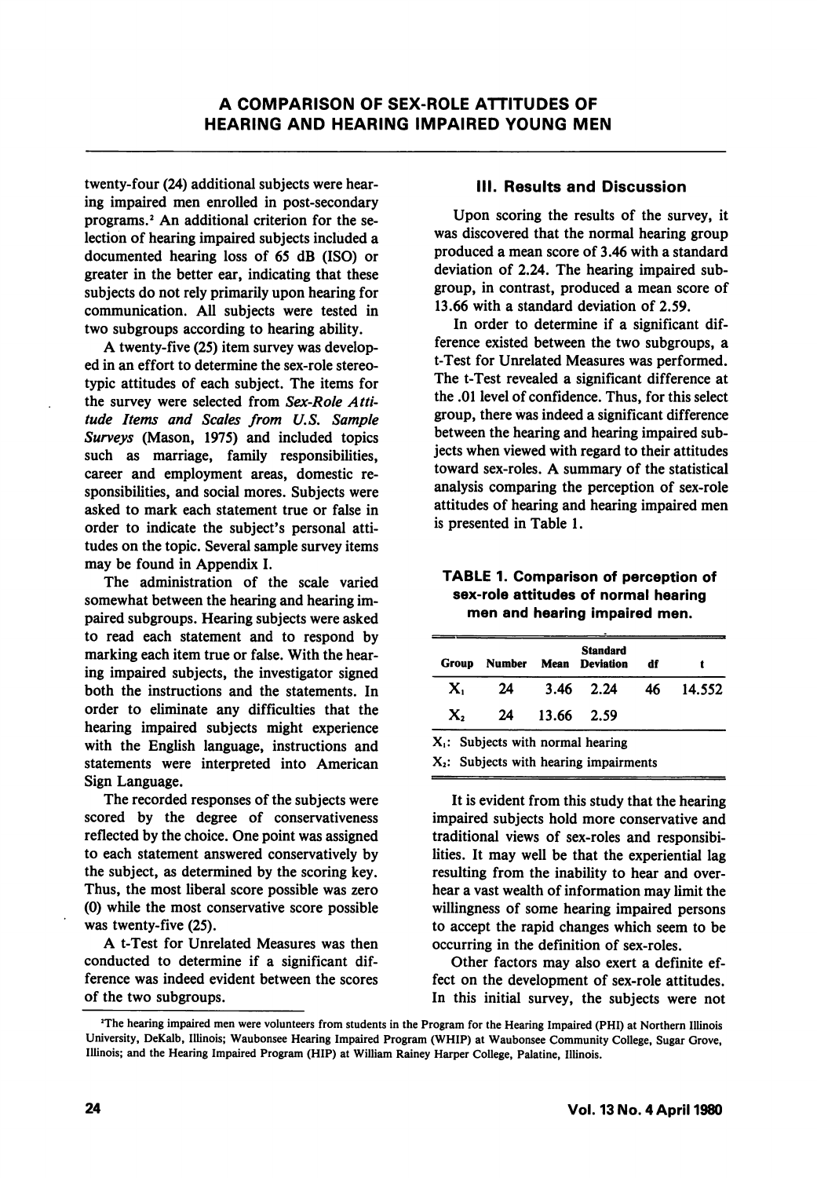twenty-four (24) additional subjects were hearing impaired men enrolled in post-secondary programs.[2] An additional criterion for the selection of hearing impaired subjects included a documented hearing loss of 65 dB (ISO) or greater in the better ear, indicating that these subjects do not rely primarily upon hearing for communication. All subjects were tested in two subgroups according to hearing ability.

A twenty-five (25) item survey was developed in an effort to determine the sex-role stereotypic attitudes of each subject. The items for the survey were selected from *Sex-Role Attitude Items and Scales from U.S. Sample Surveys* (Mason, 1975) and included topics such as marriage, family responsibilities, career and employment areas, domestic responsibilities, and social mores. Subjects were asked to mark each statement true or false in order to indicate the subject's personal attitudes on the topic. Several sample survey items may be found in Appendix I.

The administration of the scale varied somewhat between the hearing and hearing impaired subgroups. Hearing subjects were asked to read each statement and to respond by marking each item true or false. With the hearing impaired subjects, the investigator signed both the instructions and the statements. In order to eliminate any difficulties that the hearing impaired subjects might experience with the English language, instructions and statements were interpreted into American Sign Language.

The recorded responses of the subjects were scored by the degree of conservativeness reflected by the choice. One point was assigned to each statement answered conservatively by the subject, as determined by the scoring key. Thus, the most liberal score possible was zero (0) while the most conservative score possible was twenty-five (25).

A t-Test for Unrelated Measures was then conducted to determine if a significant difference was indeed evident between the scores of the two subgroups.

## III. Results and Discussion

Upon scoring the results of the survey, it was discovered that the normal hearing group produced a mean score of 3.46 with a standard deviation of 2.24. The hearing impaired subgroup, in contrast, produced a mean score of 13.66 with a standard deviation of 2.59.

In order to determine if a significant difference existed between the two subgroups, a t-Test for Unrelated Measures was performed. The t-Test revealed a significant difference at the .01 level of confidence. Thus, for this select group, there was indeed a significant difference between the hearing and hearing impaired subjects when viewed with regard to their attitudes toward sex-roles. A summary of the statistical analysis comparing the perception of sex-role attitudes of hearing and hearing impaired men is presented in Table 1.

**TABLE 1. Comparison of perception of sex-role attitudes of normal hearing men and hearing impaired men.**

| Group | Number | Mean | Standard Deviation | df | t |
|---|---|---|---|---|---|
| $X_1$ | 24 | 3.46 | 2.24 | 46 | 14.552 |
| $X_2$ | 24 | 13.66 | 2.59 | | |

$X_1$: Subjects with normal hearing

$X_2$: Subjects with hearing impairments

It is evident from this study that the hearing impaired subjects hold more conservative and traditional views of sex-roles and responsibilities. It may well be that the experiential lag resulting from the inability to hear and overhear a vast wealth of information may limit the willingness of some hearing impaired persons to accept the rapid changes which seem to be occurring in the definition of sex-roles.

Other factors may also exert a definite effect on the development of sex-role attitudes. In this initial survey, the subjects were not

[2] The hearing impaired men were volunteers from students in the Program for the Hearing Impaired (PHI) at Northern Illinois University, DeKalb, Illinois; Waubonsee Hearing Impaired Program (WHIP) at Waubonsee Community College, Sugar Grove, Illinois; and the Hearing Impaired Program (HIP) at William Rainey Harper College, Palatine, Illinois.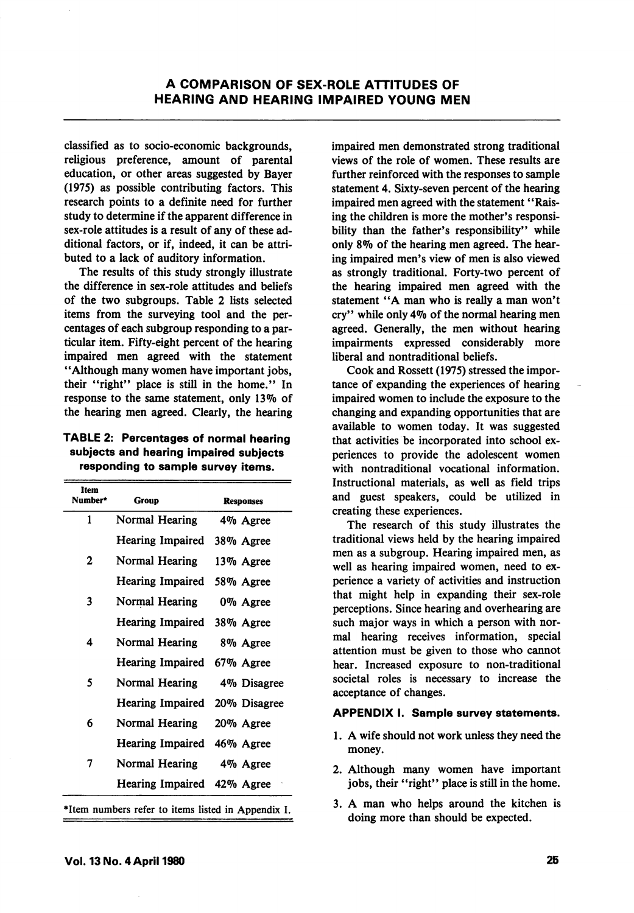classified as to socio-economic backgrounds, religious preference, amount of parental education, or other areas suggested by Bayer (1975) as possible contributing factors. This research points to a definite need for further study to determine if the apparent difference in sex-role attitudes is a result of any of these additional factors, or if, indeed, it can be attributed to a lack of auditory information.

The results of this study strongly illustrate the difference in sex-role attitudes and beliefs of the two subgroups. Table 2 lists selected items from the surveying tool and the percentages of each subgroup responding to a particular item. Fifty-eight percent of the hearing impaired men agreed with the statement "Although many women have important jobs, their "right" place is still in the home." In response to the same statement, only 13% of the hearing men agreed. Clearly, the hearing impaired men demonstrated strong traditional views of the role of women. These results are further reinforced with the responses to sample statement 4. Sixty-seven percent of the hearing impaired men agreed with the statement "Raising the children is more the mother's responsibility than the father's responsibility" while only 8% of the hearing men agreed. The hearing impaired men's view of men is also viewed as strongly traditional. Forty-two percent of the hearing impaired men agreed with the statement "A man who is really a man won't cry" while only 4% of the normal hearing men agreed. Generally, the men without hearing impairments expressed considerably more liberal and nontraditional beliefs.

**TABLE 2: Percentages of normal hearing subjects and hearing impaired subjects responding to sample survey items.**

| Item Number* | Group | Responses |
|---|---|---|
| 1 | Normal Hearing | 4% Agree |
| | Hearing Impaired | 38% Agree |
| 2 | Normal Hearing | 13% Agree |
| | Hearing Impaired | 58% Agree |
| 3 | Normal Hearing | 0% Agree |
| | Hearing Impaired | 38% Agree |
| 4 | Normal Hearing | 8% Agree |
| | Hearing Impaired | 67% Agree |
| 5 | Normal Hearing | 4% Disagree |
| | Hearing Impaired | 20% Disagree |
| 6 | Normal Hearing | 20% Agree |
| | Hearing Impaired | 46% Agree |
| 7 | Normal Hearing | 4% Agree |
| | Hearing Impaired | 42% Agree |

*Item numbers refer to items listed in Appendix I.

Cook and Rossett (1975) stressed the importance of expanding the experiences of hearing impaired women to include the exposure to the changing and expanding opportunities that are available to women today. It was suggested that activities be incorporated into school experiences to provide the adolescent women with nontraditional vocational information. Instructional materials, as well as field trips and guest speakers, could be utilized in creating these experiences.

The research of this study illustrates the traditional views held by the hearing impaired men as a subgroup. Hearing impaired men, as well as hearing impaired women, need to experience a variety of activities and instruction that might help in expanding their sex-role perceptions. Since hearing and overhearing are such major ways in which a person with normal hearing receives information, special attention must be given to those who cannot hear. Increased exposure to non-traditional societal roles is necessary to increase the acceptance of changes.

**APPENDIX I. Sample survey statements.**

1. A wife should not work unless they need the money.
2. Although many women have important jobs, their "right" place is still in the home.
3. A man who helps around the kitchen is doing more than should be expected.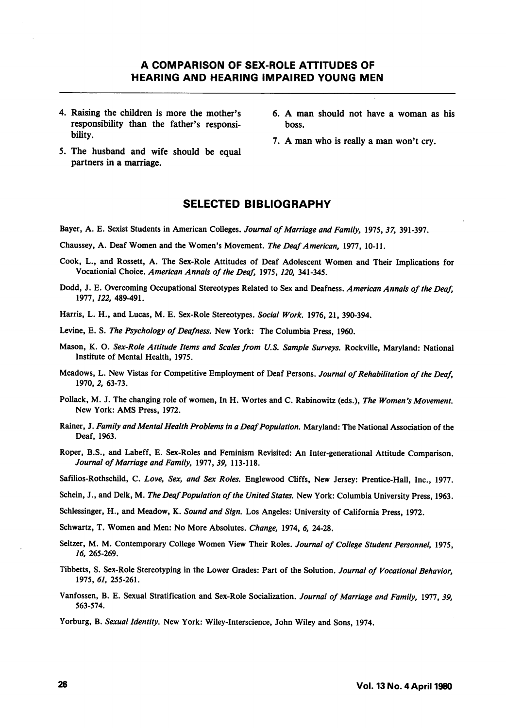4. Raising the children is more the mother's responsibility than the father's responsibility.
5. The husband and wife should be equal partners in a marriage.
6. A man should not have a woman as his boss.
7. A man who is really a man won't cry.

## SELECTED BIBLIOGRAPHY

Bayer, A. E. Sexist Students in American Colleges. *Journal of Marriage and Family,* 1975, *37,* 391-397.

Chaussey, A. Deaf Women and the Women's Movement. *The Deaf American,* 1977, 10-11.

Cook, L., and Rossett, A. The Sex-Role Attitudes of Deaf Adolescent Women and Their Implications for Vocationial Choice. *American Annals of the Deaf,* 1975, *120,* 341-345.

Dodd, J. E. Overcoming Occupational Stereotypes Related to Sex and Deafness. *American Annals of the Deaf,* 1977, *122,* 489-491.

Harris, L. H., and Lucas, M. E. Sex-Role Stereotypes. *Social Work.* 1976, 21, 390-394.

Levine, E. S. *The Psychology of Deafness.* New York: The Columbia Press, 1960.

Mason, K. O. *Sex-Role Attitude Items and Scales from U.S. Sample Surveys.* Rockville, Maryland: National Institute of Mental Health, 1975.

Meadows, L. New Vistas for Competitive Employment of Deaf Persons. *Journal of Rehabilitation of the Deaf,* 1970, *2,* 63-73.

Pollack, M. J. The changing role of women, In H. Wortes and C. Rabinowitz (eds.), *The Women's Movement.* New York: AMS Press, 1972.

Rainer, J. *Family and Mental Health Problems in a Deaf Population.* Maryland: The National Association of the Deaf, 1963.

Roper, B.S., and Labeff, E. Sex-Roles and Feminism Revisited: An Inter-generational Attitude Comparison. *Journal of Marriage and Family,* 1977, *39,* 113-118.

Safilios-Rothschild, C. *Love, Sex, and Sex Roles.* Englewood Cliffs, New Jersey: Prentice-Hall, Inc., 1977.

Schein, J., and Delk, M. *The Deaf Population of the United States.* New York: Columbia University Press, 1963.

Schlessinger, H., and Meadow, K. *Sound and Sign.* Los Angeles: University of California Press, 1972.

Schwartz, T. Women and Men: No More Absolutes. *Change,* 1974, *6,* 24-28.

Seltzer, M. M. Contemporary College Women View Their Roles. *Journal of College Student Personnel,* 1975, *16,* 265-269.

Tibbetts, S. Sex-Role Stereotyping in the Lower Grades: Part of the Solution. *Journal of Vocational Behavior,* 1975, *61,* 255-261.

Vanfossen, B. E. Sexual Stratification and Sex-Role Socialization. *Journal of Marriage and Family,* 1977, *39,* 563-574.

Yorburg, B. *Sexual Identity.* New York: Wiley-Interscience, John Wiley and Sons, 1974.